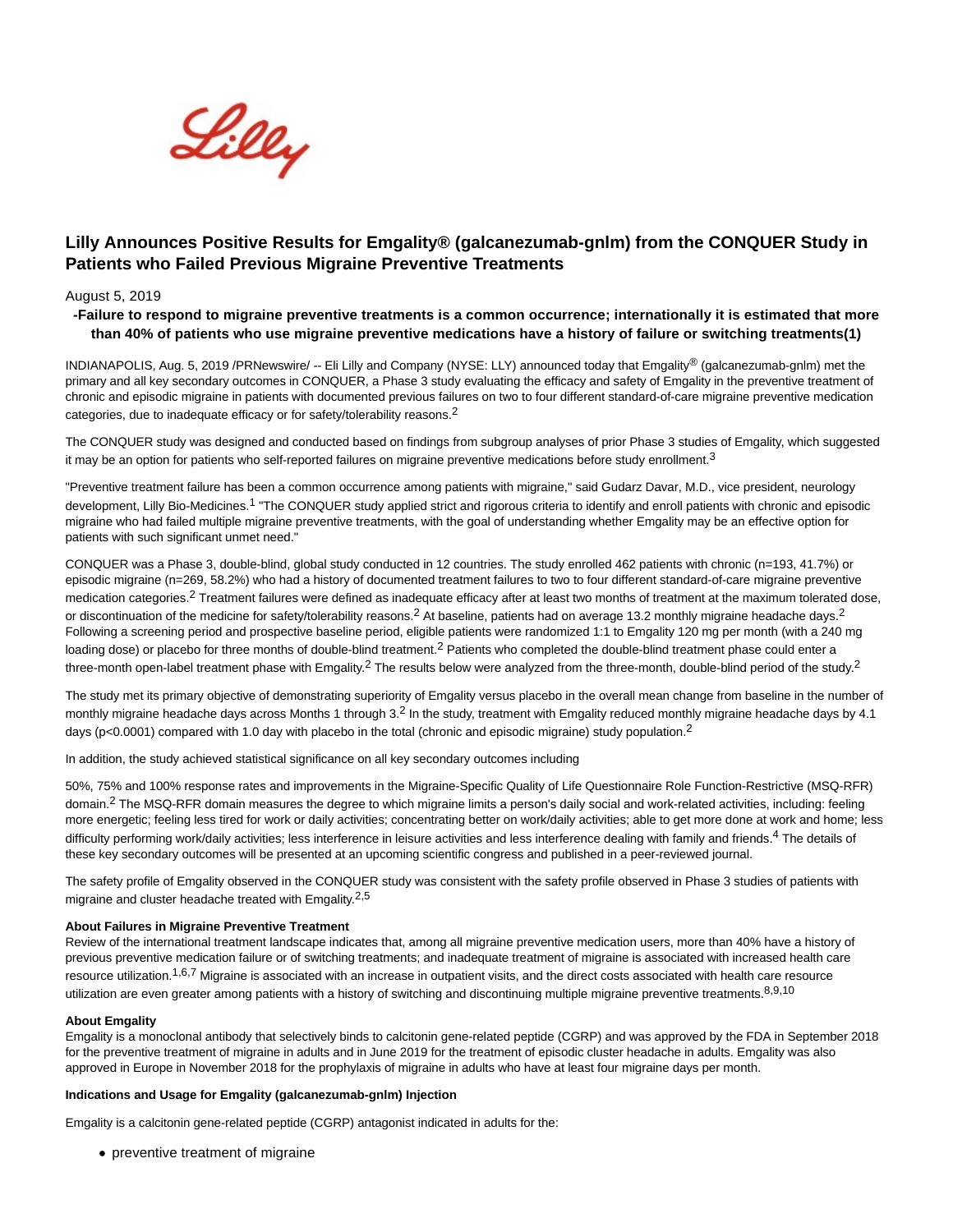# Lilly Announces Positive Results for Emgality® (galcanezumab-gnlm) from the CONQUER Study in Patients who Failed Previous Migraine Preventive Treatments

August 5, 2019

**-Failure to respond to migraine preventive treatments is a common occurrence; internationally it is estimated that more than 40% of patients who use migraine preventive medications have a history of failure or switching treatments(1)**

INDIANAPOLIS, Aug. 5, 2019 /PRNewswire/ -- Eli Lilly and Company (NYSE: LLY) announced today that Emgality® (galcanezumab-gnlm) met the primary and all key secondary outcomes in CONQUER, a Phase 3 study evaluating the efficacy and safety of Emgality in the preventive treatment of chronic and episodic migraine in patients with documented previous failures on two to four different standard-of-care migraine preventive medication categories, due to inadequate efficacy or for safety/tolerability reasons.[2]

The CONQUER study was designed and conducted based on findings from subgroup analyses of prior Phase 3 studies of Emgality, which suggested it may be an option for patients who self-reported failures on migraine preventive medications before study enrollment.[3]

"Preventive treatment failure has been a common occurrence among patients with migraine," said Gudarz Davar, M.D., vice president, neurology development, Lilly Bio-Medicines.[1] "The CONQUER study applied strict and rigorous criteria to identify and enroll patients with chronic and episodic migraine who had failed multiple migraine preventive treatments, with the goal of understanding whether Emgality may be an effective option for patients with such significant unmet need."

CONQUER was a Phase 3, double-blind, global study conducted in 12 countries. The study enrolled 462 patients with chronic (n=193, 41.7%) or episodic migraine (n=269, 58.2%) who had a history of documented treatment failures to two to four different standard-of-care migraine preventive medication categories.[2] Treatment failures were defined as inadequate efficacy after at least two months of treatment at the maximum tolerated dose, or discontinuation of the medicine for safety/tolerability reasons.[2] At baseline, patients had on average 13.2 monthly migraine headache days.[2] Following a screening period and prospective baseline period, eligible patients were randomized 1:1 to Emgality 120 mg per month (with a 240 mg loading dose) or placebo for three months of double-blind treatment.[2] Patients who completed the double-blind treatment phase could enter a three-month open-label treatment phase with Emgality.[2] The results below were analyzed from the three-month, double-blind period of the study.[2]

The study met its primary objective of demonstrating superiority of Emgality versus placebo in the overall mean change from baseline in the number of monthly migraine headache days across Months 1 through 3.[2] In the study, treatment with Emgality reduced monthly migraine headache days by 4.1 days ($p<0.0001$) compared with 1.0 day with placebo in the total (chronic and episodic migraine) study population.[2]

In addition, the study achieved statistical significance on all key secondary outcomes including

50%, 75% and 100% response rates and improvements in the Migraine-Specific Quality of Life Questionnaire Role Function-Restrictive (MSQ-RFR) domain.[2] The MSQ-RFR domain measures the degree to which migraine limits a person's daily social and work-related activities, including: feeling more energetic; feeling less tired for work or daily activities; concentrating better on work/daily activities; able to get more done at work and home; less difficulty performing work/daily activities; less interference in leisure activities and less interference dealing with family and friends.[4] The details of these key secondary outcomes will be presented at an upcoming scientific congress and published in a peer-reviewed journal.

The safety profile of Emgality observed in the CONQUER study was consistent with the safety profile observed in Phase 3 studies of patients with migraine and cluster headache treated with Emgality.[2,5]

**About Failures in Migraine Preventive Treatment**
Review of the international treatment landscape indicates that, among all migraine preventive medication users, more than 40% have a history of previous preventive medication failure or of switching treatments; and inadequate treatment of migraine is associated with increased health care resource utilization.[1,6,7] Migraine is associated with an increase in outpatient visits, and the direct costs associated with health care resource utilization are even greater among patients with a history of switching and discontinuing multiple migraine preventive treatments.[8,9,10]

**About Emgality**
Emgality is a monoclonal antibody that selectively binds to calcitonin gene-related peptide (CGRP) and was approved by the FDA in September 2018 for the preventive treatment of migraine in adults and in June 2019 for the treatment of episodic cluster headache in adults. Emgality was also approved in Europe in November 2018 for the prophylaxis of migraine in adults who have at least four migraine days per month.

**Indications and Usage for Emgality (galcanezumab-gnlm) Injection**

Emgality is a calcitonin gene-related peptide (CGRP) antagonist indicated in adults for the:

- preventive treatment of migraine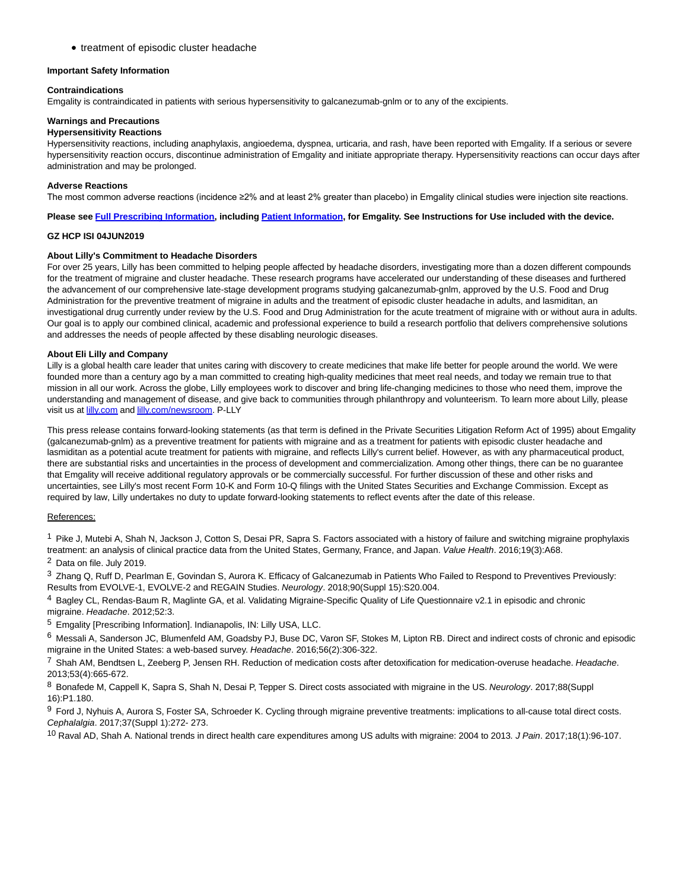- treatment of episodic cluster headache

**Important Safety Information**

**Contraindications**
Emgality is contraindicated in patients with serious hypersensitivity to galcanezumab-gnlm or to any of the excipients.

**Warnings and Precautions**
**Hypersensitivity Reactions**
Hypersensitivity reactions, including anaphylaxis, angioedema, dyspnea, urticaria, and rash, have been reported with Emgality. If a serious or severe hypersensitivity reaction occurs, discontinue administration of Emgality and initiate appropriate therapy. Hypersensitivity reactions can occur days after administration and may be prolonged.

**Adverse Reactions**
The most common adverse reactions (incidence ≥2% and at least 2% greater than placebo) in Emgality clinical studies were injection site reactions.

**Please see Full Prescribing Information, including Patient Information, for Emgality. See Instructions for Use included with the device.**

**GZ HCP ISI 04JUN2019**

**About Lilly's Commitment to Headache Disorders**
For over 25 years, Lilly has been committed to helping people affected by headache disorders, investigating more than a dozen different compounds for the treatment of migraine and cluster headache. These research programs have accelerated our understanding of these diseases and furthered the advancement of our comprehensive late-stage development programs studying galcanezumab-gnlm, approved by the U.S. Food and Drug Administration for the preventive treatment of migraine in adults and the treatment of episodic cluster headache in adults, and lasmiditan, an investigational drug currently under review by the U.S. Food and Drug Administration for the acute treatment of migraine with or without aura in adults. Our goal is to apply our combined clinical, academic and professional experience to build a research portfolio that delivers comprehensive solutions and addresses the needs of people affected by these disabling neurologic diseases.

**About Eli Lilly and Company**
Lilly is a global health care leader that unites caring with discovery to create medicines that make life better for people around the world. We were founded more than a century ago by a man committed to creating high-quality medicines that meet real needs, and today we remain true to that mission in all our work. Across the globe, Lilly employees work to discover and bring life-changing medicines to those who need them, improve the understanding and management of disease, and give back to communities through philanthropy and volunteerism. To learn more about Lilly, please visit us at lilly.com and lilly.com/newsroom. P-LLY

This press release contains forward-looking statements (as that term is defined in the Private Securities Litigation Reform Act of 1995) about Emgality (galcanezumab-gnlm) as a preventive treatment for patients with migraine and as a treatment for patients with episodic cluster headache and lasmiditan as a potential acute treatment for patients with migraine, and reflects Lilly's current belief. However, as with any pharmaceutical product, there are substantial risks and uncertainties in the process of development and commercialization. Among other things, there can be no guarantee that Emgality will receive additional regulatory approvals or be commercially successful. For further discussion of these and other risks and uncertainties, see Lilly's most recent Form 10-K and Form 10-Q filings with the United States Securities and Exchange Commission. Except as required by law, Lilly undertakes no duty to update forward-looking statements to reflect events after the date of this release.

References:

[1] Pike J, Mutebi A, Shah N, Jackson J, Cotton S, Desai PR, Sapra S. Factors associated with a history of failure and switching migraine prophylaxis treatment: an analysis of clinical practice data from the United States, Germany, France, and Japan. *Value Health*. 2016;19(3):A68.

[2] Data on file. July 2019.

[3] Zhang Q, Ruff D, Pearlman E, Govindan S, Aurora K. Efficacy of Galcanezumab in Patients Who Failed to Respond to Preventives Previously: Results from EVOLVE-1, EVOLVE-2 and REGAIN Studies. *Neurology*. 2018;90(Suppl 15):S20.004.

[4] Bagley CL, Rendas-Baum R, Maglinte GA, et al. Validating Migraine-Specific Quality of Life Questionnaire v2.1 in episodic and chronic migraine. *Headache*. 2012;52:3.

[5] Emgality [Prescribing Information]. Indianapolis, IN: Lilly USA, LLC.

[6] Messali A, Sanderson JC, Blumenfeld AM, Goadsby PJ, Buse DC, Varon SF, Stokes M, Lipton RB. Direct and indirect costs of chronic and episodic migraine in the United States: a web-based survey. *Headache*. 2016;56(2):306-322.

[7] Shah AM, Bendtsen L, Zeeberg P, Jensen RH. Reduction of medication costs after detoxification for medication-overuse headache. *Headache*. 2013;53(4):665-672.

[8] Bonafede M, Cappell K, Sapra S, Shah N, Desai P, Tepper S. Direct costs associated with migraine in the US. *Neurology*. 2017;88(Suppl 16):P1.180.

[9] Ford J, Nyhuis A, Aurora S, Foster SA, Schroeder K. Cycling through migraine preventive treatments: implications to all-cause total direct costs. *Cephalalgia*. 2017;37(Suppl 1):272- 273.

[10] Raval AD, Shah A. National trends in direct health care expenditures among US adults with migraine: 2004 to 2013. *J Pain*. 2017;18(1):96-107.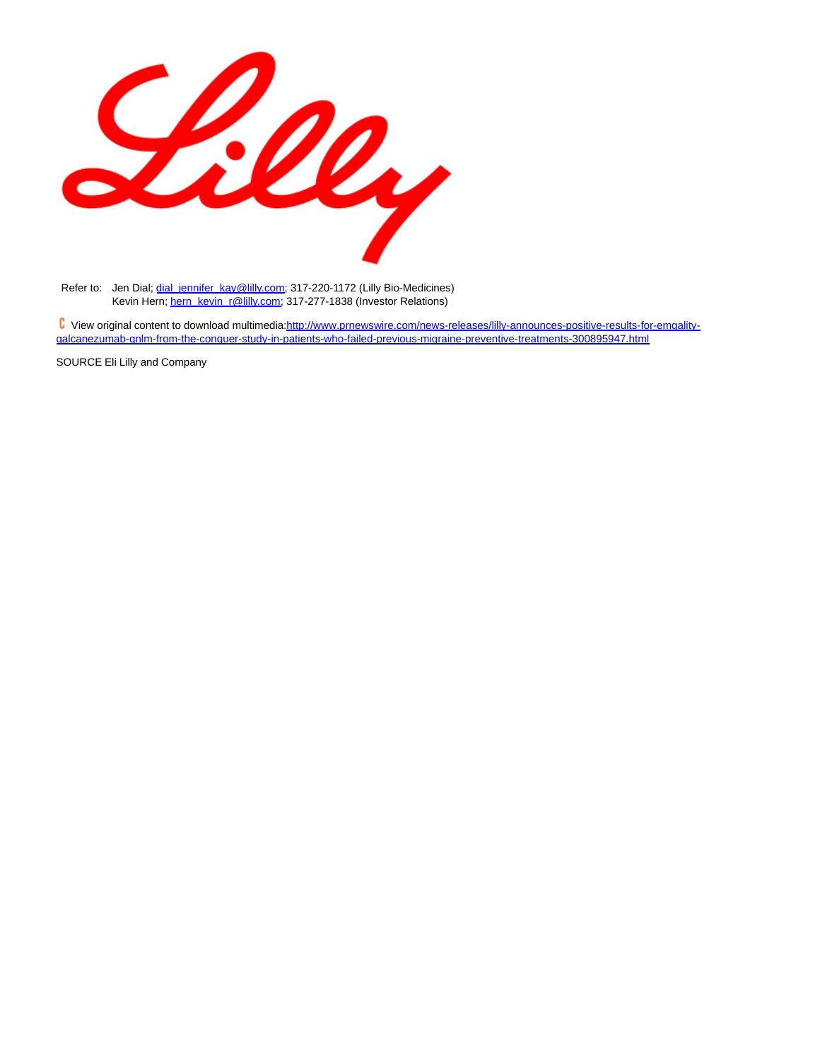Refer to: Jen Dial; dial_jennifer_kay@lilly.com; 317-220-1172 (Lilly Bio-Medicines)
Kevin Hern; hern_kevin_r@lilly.com; 317-277-1838 (Investor Relations)

View original content to download multimedia:http://www.prnewswire.com/news-releases/lilly-announces-positive-results-for-emgality-galcanezumab-gnlm-from-the-conquer-study-in-patients-who-failed-previous-migraine-preventive-treatments-300895947.html

SOURCE Eli Lilly and Company